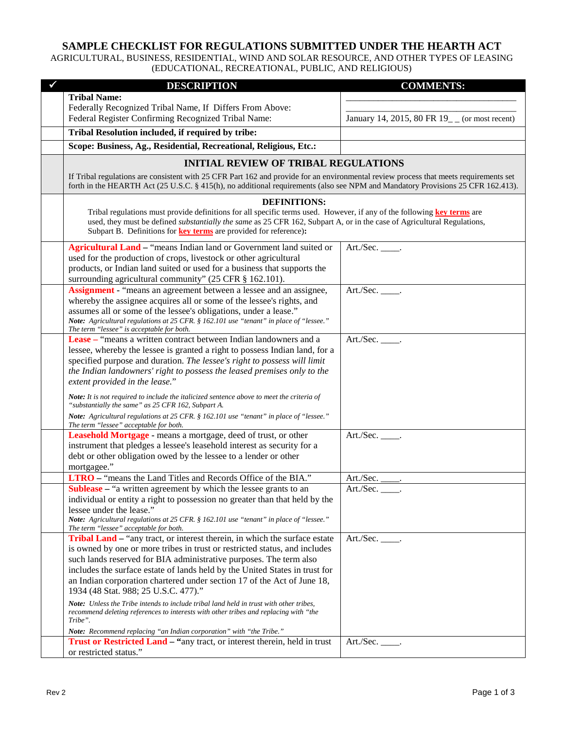# SAMPLE CHECKLIST FOR REGULATIONS SUBMITTED UNDER THE HEARTH ACT

AGRICULTURAL, BUSINESS, RESIDENTIAL, WIND AND SOLAR RESOURCE, AND OTHER TYPES OF LEASING (EDUCATIONAL, RECREATIONAL, PUBLIC, AND RELIGIOUS)

| ✓ | DESCRIPTION | COMMENTS: |
|---|---|---|
| | **Tribal Name:**<br>Federally Recognized Tribal Name, If Differs From Above:<br>Federal Register Confirming Recognized Tribal Name: | ______________________________________<br>______________________________________<br>January 14, 2015, 80 FR 19_ _ (or most recent) |
| | **Tribal Resolution included, if required by tribe:** | |
| | **Scope: Business, Ag., Residential, Recreational, Religious, Etc.:** | |
| | **INITIAL REVIEW OF TRIBAL REGULATIONS**<br>If Tribal regulations are consistent with 25 CFR Part 162 and provide for an environmental review process that meets requirements set forth in the HEARTH Act (25 U.S.C. § 415(h), no additional requirements (also see NPM and Mandatory Provisions 25 CFR 162.413). | |
| | **DEFINITIONS:**<br>Tribal regulations must provide definitions for all specific terms used. However, if any of the following **key terms** are used, they must be defined *substantially the same* as 25 CFR 162, Subpart A, or in the case of Agricultural Regulations, Subpart B. Definitions for **key terms** are provided for reference)**:** | |
| | **Agricultural Land** – "means Indian land or Government land suited or used for the production of crops, livestock or other agricultural products, or Indian land suited or used for a business that supports the surrounding agricultural community" (25 CFR § 162.101). | Art./Sec. ____. |
| | **Assignment** - "means an agreement between a lessee and an assignee, whereby the assignee acquires all or some of the lessee's rights, and assumes all or some of the lessee's obligations, under a lease."<br>***Note:*** *Agricultural regulations at 25 CFR. § 162.101 use "tenant" in place of "lessee." The term "lessee" is acceptable for both.* | Art./Sec. ____. |
| | **Lease** – "means a written contract between Indian landowners and a lessee, whereby the lessee is granted a right to possess Indian land, for a specified purpose and duration. *The lessee's right to possess will limit the Indian landowners' right to possess the leased premises only to the extent provided in the lease.*"<br>***Note:*** *It is not required to include the italicized sentence above to meet the criteria of "substantially the same" as 25 CFR 162, Subpart A.*<br>***Note:*** *Agricultural regulations at 25 CFR. § 162.101 use "tenant" in place of "lessee." The term "lessee" acceptable for both.* | Art./Sec. ____. |
| | **Leasehold Mortgage** - means a mortgage, deed of trust, or other instrument that pledges a lessee's leasehold interest as security for a debt or other obligation owed by the lessee to a lender or other mortgagee." | Art./Sec. ____. |
| | **LTRO** – "means the Land Titles and Records Office of the BIA." | Art./Sec. ____. |
| | **Sublease** – "a written agreement by which the lessee grants to an individual or entity a right to possession no greater than that held by the lessee under the lease."<br>***Note:*** *Agricultural regulations at 25 CFR. § 162.101 use "tenant" in place of "lessee." The term "lessee" acceptable for both.* | Art./Sec. ____. |
| | **Tribal Land** – "any tract, or interest therein, in which the surface estate is owned by one or more tribes in trust or restricted status, and includes such lands reserved for BIA administrative purposes. The term also includes the surface estate of lands held by the United States in trust for an Indian corporation chartered under section 17 of the Act of June 18, 1934 (48 Stat. 988; 25 U.S.C. 477)."<br>***Note:*** *Unless the Tribe intends to include tribal land held in trust with other tribes, recommend deleting references to interests with other tribes and replacing with "the Tribe".*<br>***Note:*** *Recommend replacing "an Indian corporation" with "the Tribe."* | Art./Sec. ____. |
| | **Trust or Restricted Land** – "any tract, or interest therein, held in trust or restricted status." | Art./Sec. ____. |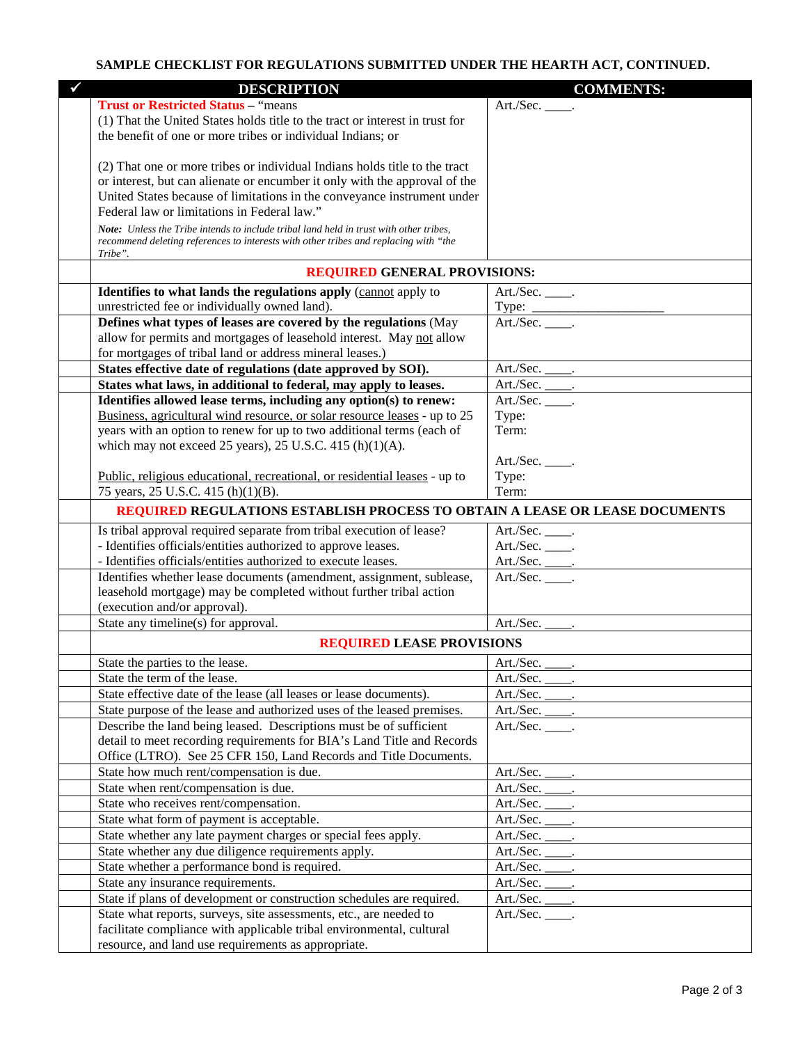**SAMPLE CHECKLIST FOR REGULATIONS SUBMITTED UNDER THE HEARTH ACT, CONTINUED.**

| ✓ | DESCRIPTION | COMMENTS: |
|---|---|---|
| | **Trust or Restricted Status** – "means<br>(1) That the United States holds title to the tract or interest in trust for the benefit of one or more tribes or individual Indians; or<br><br>(2) That one or more tribes or individual Indians holds title to the tract or interest, but can alienate or encumber it only with the approval of the United States because of limitations in the conveyance instrument under Federal law or limitations in Federal law."<br>***Note:*** *Unless the Tribe intends to include tribal land held in trust with other tribes, recommend deleting references to interests with other tribes and replacing with "the Tribe".* | Art./Sec. ____. |
| | **REQUIRED GENERAL PROVISIONS:** | |
| | **Identifies to what lands the regulations apply** (cannot apply to unrestricted fee or individually owned land). | Art./Sec. ____.<br>Type: ____________________ |
| | **Defines what types of leases are covered by the regulations** (May allow for permits and mortgages of leasehold interest. May not allow for mortgages of tribal land or address mineral leases.) | Art./Sec. ____. |
| | **States effective date of regulations (date approved by SOI).** | Art./Sec. ____. |
| | **States what laws, in additional to federal, may apply to leases.** | Art./Sec. ____. |
| | **Identifies allowed lease terms, including any option(s) to renew:**<br>Business, agricultural wind resource, or solar resource leases - up to 25 years with an option to renew for up to two additional terms (each of which may not exceed 25 years), 25 U.S.C. 415 (h)(1)(A).<br><br>Public, religious educational, recreational, or residential leases - up to 75 years, 25 U.S.C. 415 (h)(1)(B). | Art./Sec. ____.<br>Type:<br>Term:<br><br>Art./Sec. ____.<br>Type:<br>Term: |
| | **REQUIRED REGULATIONS ESTABLISH PROCESS TO OBTAIN A LEASE OR LEASE DOCUMENTS** | |
| | Is tribal approval required separate from tribal execution of lease?<br>- Identifies officials/entities authorized to approve leases.<br>- Identifies officials/entities authorized to execute leases. | Art./Sec. ____.<br>Art./Sec. ____.<br>Art./Sec. ____. |
| | Identifies whether lease documents (amendment, assignment, sublease, leasehold mortgage) may be completed without further tribal action (execution and/or approval). | Art./Sec. ____. |
| | State any timeline(s) for approval. | Art./Sec. ____. |
| | **REQUIRED LEASE PROVISIONS** | |
| | State the parties to the lease. | Art./Sec. ____. |
| | State the term of the lease. | Art./Sec. ____. |
| | State effective date of the lease (all leases or lease documents). | Art./Sec. ____. |
| | State purpose of the lease and authorized uses of the leased premises. | Art./Sec. ____. |
| | Describe the land being leased. Descriptions must be of sufficient detail to meet recording requirements for BIA's Land Title and Records Office (LTRO). See 25 CFR 150, Land Records and Title Documents. | Art./Sec. ____. |
| | State how much rent/compensation is due. | Art./Sec. ____. |
| | State when rent/compensation is due. | Art./Sec. ____. |
| | State who receives rent/compensation. | Art./Sec. ____. |
| | State what form of payment is acceptable. | Art./Sec. ____. |
| | State whether any late payment charges or special fees apply. | Art./Sec. ____. |
| | State whether any due diligence requirements apply. | Art./Sec. ____. |
| | State whether a performance bond is required. | Art./Sec. ____. |
| | State any insurance requirements. | Art./Sec. ____. |
| | State if plans of development or construction schedules are required. | Art./Sec. ____. |
| | State what reports, surveys, site assessments, etc., are needed to facilitate compliance with applicable tribal environmental, cultural resource, and land use requirements as appropriate. | Art./Sec. ____. |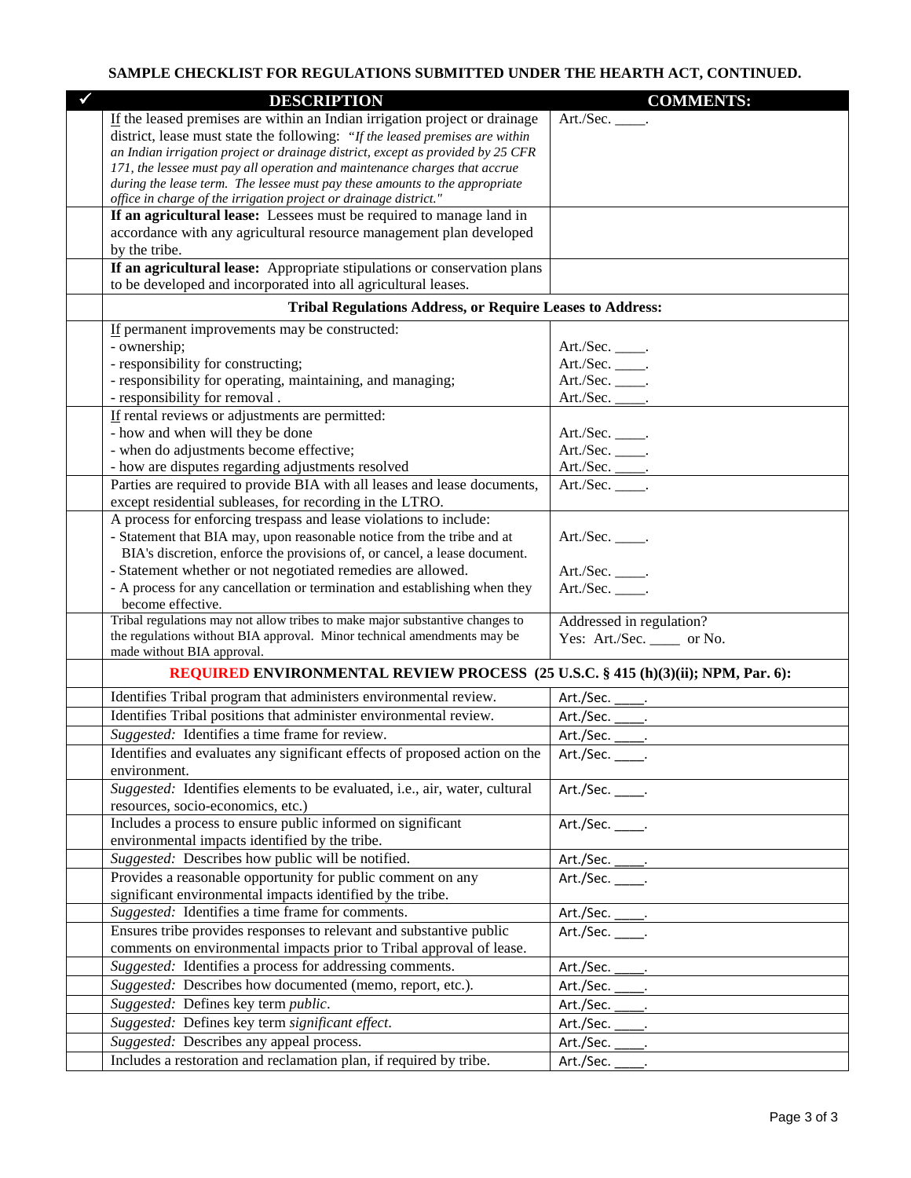**SAMPLE CHECKLIST FOR REGULATIONS SUBMITTED UNDER THE HEARTH ACT, CONTINUED.**

| ✓ | DESCRIPTION | COMMENTS: |
|---|---|---|
| | If the leased premises are within an Indian irrigation project or drainage district, lease must state the following: *"If the leased premises are within an Indian irrigation project or drainage district, except as provided by 25 CFR 171, the lessee must pay all operation and maintenance charges that accrue during the lease term. The lessee must pay these amounts to the appropriate office in charge of the irrigation project or drainage district."* | Art./Sec. ____. |
| | **If an agricultural lease:** Lessees must be required to manage land in accordance with any agricultural resource management plan developed by the tribe. | |
| | **If an agricultural lease:** Appropriate stipulations or conservation plans to be developed and incorporated into all agricultural leases. | |
| | **Tribal Regulations Address, or Require Leases to Address:** | |
| | If permanent improvements may be constructed:<br>- ownership;<br>- responsibility for constructing;<br>- responsibility for operating, maintaining, and managing;<br>- responsibility for removal . | <br>Art./Sec. ____.<br>Art./Sec. ____.<br>Art./Sec. ____.<br>Art./Sec. ____. |
| | If rental reviews or adjustments are permitted:<br>- how and when will they be done<br>- when do adjustments become effective;<br>- how are disputes regarding adjustments resolved | <br>Art./Sec. ____.<br>Art./Sec. ____.<br>Art./Sec. ____. |
| | Parties are required to provide BIA with all leases and lease documents, except residential subleases, for recording in the LTRO. | Art./Sec. ____. |
| | A process for enforcing trespass and lease violations to include:<br>- Statement that BIA may, upon reasonable notice from the tribe and at BIA's discretion, enforce the provisions of, or cancel, a lease document.<br>- Statement whether or not negotiated remedies are allowed.<br>- A process for any cancellation or termination and establishing when they become effective. | <br>Art./Sec. ____.<br><br>Art./Sec. ____.<br>Art./Sec. ____. |
| | Tribal regulations may not allow tribes to make major substantive changes to the regulations without BIA approval. Minor technical amendments may be made without BIA approval. | Addressed in regulation?<br>Yes: Art./Sec. ____ or No. |
| | **REQUIRED ENVIRONMENTAL REVIEW PROCESS (25 U.S.C. § 415 (h)(3)(ii); NPM, Par. 6):** | |
| | Identifies Tribal program that administers environmental review. | Art./Sec. ____. |
| | Identifies Tribal positions that administer environmental review. | Art./Sec. ____. |
| | *Suggested:* Identifies a time frame for review. | Art./Sec. ____. |
| | Identifies and evaluates any significant effects of proposed action on the environment. | Art./Sec. ____. |
| | *Suggested:* Identifies elements to be evaluated, i.e., air, water, cultural resources, socio-economics, etc.) | Art./Sec. ____. |
| | Includes a process to ensure public informed on significant environmental impacts identified by the tribe. | Art./Sec. ____. |
| | *Suggested:* Describes how public will be notified. | Art./Sec. ____. |
| | Provides a reasonable opportunity for public comment on any significant environmental impacts identified by the tribe. | Art./Sec. ____. |
| | *Suggested:* Identifies a time frame for comments. | Art./Sec. ____. |
| | Ensures tribe provides responses to relevant and substantive public comments on environmental impacts prior to Tribal approval of lease. | Art./Sec. ____. |
| | *Suggested:* Identifies a process for addressing comments. | Art./Sec. ____. |
| | *Suggested:* Describes how documented (memo, report, etc.). | Art./Sec. ____. |
| | *Suggested:* Defines key term *public*. | Art./Sec. ____. |
| | *Suggested:* Defines key term *significant effect*. | Art./Sec. ____. |
| | *Suggested:* Describes any appeal process. | Art./Sec. ____. |
| | Includes a restoration and reclamation plan, if required by tribe. | Art./Sec. ____. |